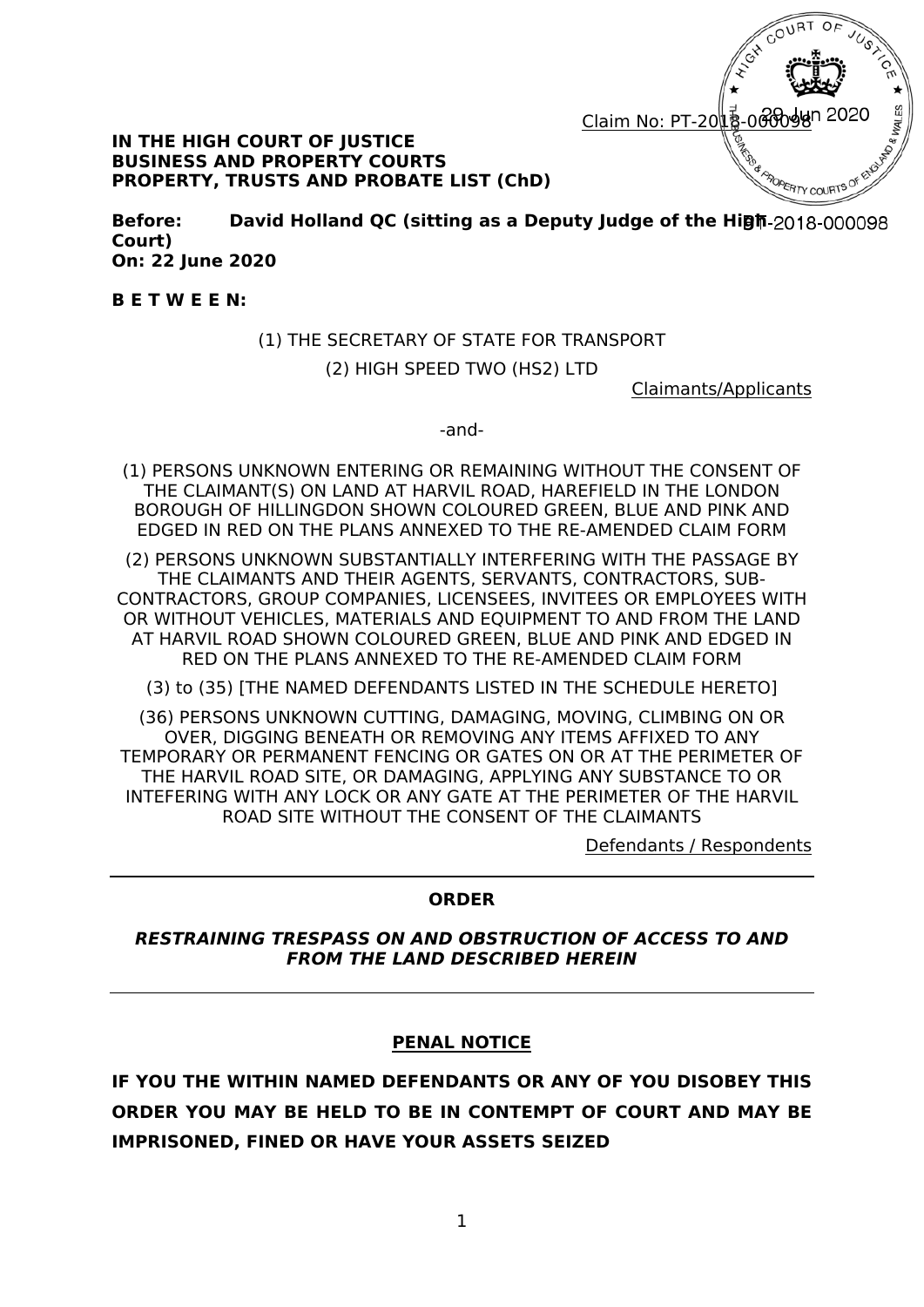Claim No: PT-2018-000098

**IN THE HIGH COURT OF JUSTICE**
**BUSINESS AND PROPERTY COURTS**
**PROPERTY, TRUSTS AND PROBATE LIST (ChD)**

**Before: David Holland QC (sitting as a Deputy Judge of the High Court)**
**On: 22 June 2020**

**B E T W E E N:**

(1) THE SECRETARY OF STATE FOR TRANSPORT

(2) HIGH SPEED TWO (HS2) LTD

Claimants/Applicants

-and-

(1) PERSONS UNKNOWN ENTERING OR REMAINING WITHOUT THE CONSENT OF THE CLAIMANT(S) ON LAND AT HARVIL ROAD, HAREFIELD IN THE LONDON BOROUGH OF HILLINGDON SHOWN COLOURED GREEN, BLUE AND PINK AND EDGED IN RED ON THE PLANS ANNEXED TO THE RE-AMENDED CLAIM FORM

(2) PERSONS UNKNOWN SUBSTANTIALLY INTERFERING WITH THE PASSAGE BY THE CLAIMANTS AND THEIR AGENTS, SERVANTS, CONTRACTORS, SUB-CONTRACTORS, GROUP COMPANIES, LICENSEES, INVITEES OR EMPLOYEES WITH OR WITHOUT VEHICLES, MATERIALS AND EQUIPMENT TO AND FROM THE LAND AT HARVIL ROAD SHOWN COLOURED GREEN, BLUE AND PINK AND EDGED IN RED ON THE PLANS ANNEXED TO THE RE-AMENDED CLAIM FORM

(3) to (35) [THE NAMED DEFENDANTS LISTED IN THE SCHEDULE HERETO]

(36) PERSONS UNKNOWN CUTTING, DAMAGING, MOVING, CLIMBING ON OR OVER, DIGGING BENEATH OR REMOVING ANY ITEMS AFFIXED TO ANY TEMPORARY OR PERMANENT FENCING OR GATES ON OR AT THE PERIMETER OF THE HARVIL ROAD SITE, OR DAMAGING, APPLYING ANY SUBSTANCE TO OR INTEFERING WITH ANY LOCK OR ANY GATE AT THE PERIMETER OF THE HARVIL ROAD SITE WITHOUT THE CONSENT OF THE CLAIMANTS

Defendants / Respondents

---

**ORDER**

***RESTRAINING TRESPASS ON AND OBSTRUCTION OF ACCESS TO AND FROM THE LAND DESCRIBED HEREIN***

---

**PENAL NOTICE**

**IF YOU THE WITHIN NAMED DEFENDANTS OR ANY OF YOU DISOBEY THIS ORDER YOU MAY BE HELD TO BE IN CONTEMPT OF COURT AND MAY BE IMPRISONED, FINED OR HAVE YOUR ASSETS SEIZED**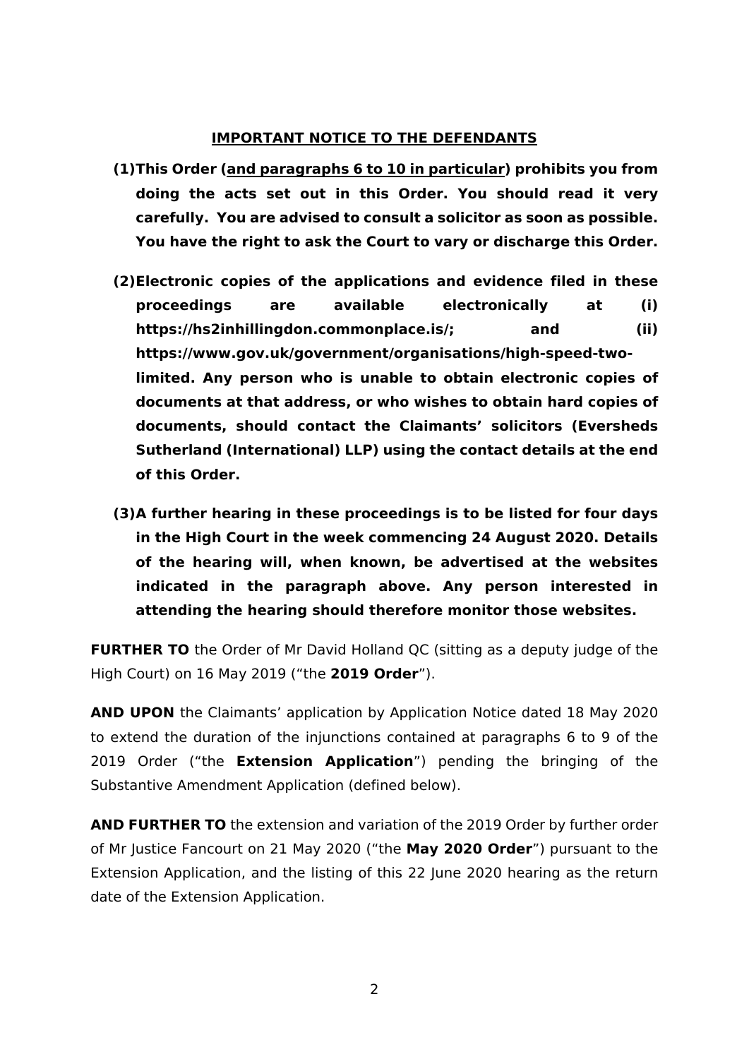**IMPORTANT NOTICE TO THE DEFENDANTS**

**(1) This Order (<u>and paragraphs 6 to 10 in particular</u>) prohibits you from doing the acts set out in this Order. You should read it very carefully. You are advised to consult a solicitor as soon as possible. You have the right to ask the Court to vary or discharge this Order.**

**(2) Electronic copies of the applications and evidence filed in these proceedings are available electronically at (i) https://hs2inhillingdon.commonplace.is/; and (ii) https://www.gov.uk/government/organisations/high-speed-two-limited. Any person who is unable to obtain electronic copies of documents at that address, or who wishes to obtain hard copies of documents, should contact the Claimants' solicitors (Eversheds Sutherland (International) LLP) using the contact details at the end of this Order.**

**(3) A further hearing in these proceedings is to be listed for four days in the High Court in the week commencing 24 August 2020. Details of the hearing will, when known, be advertised at the websites indicated in the paragraph above. Any person interested in attending the hearing should therefore monitor those websites.**

**FURTHER TO** the Order of Mr David Holland QC (sitting as a deputy judge of the High Court) on 16 May 2019 ("the **2019 Order**").

**AND UPON** the Claimants' application by Application Notice dated 18 May 2020 to extend the duration of the injunctions contained at paragraphs 6 to 9 of the 2019 Order ("the **Extension Application**") pending the bringing of the Substantive Amendment Application (defined below).

**AND FURTHER TO** the extension and variation of the 2019 Order by further order of Mr Justice Fancourt on 21 May 2020 ("the **May 2020 Order**") pursuant to the Extension Application, and the listing of this 22 June 2020 hearing as the return date of the Extension Application.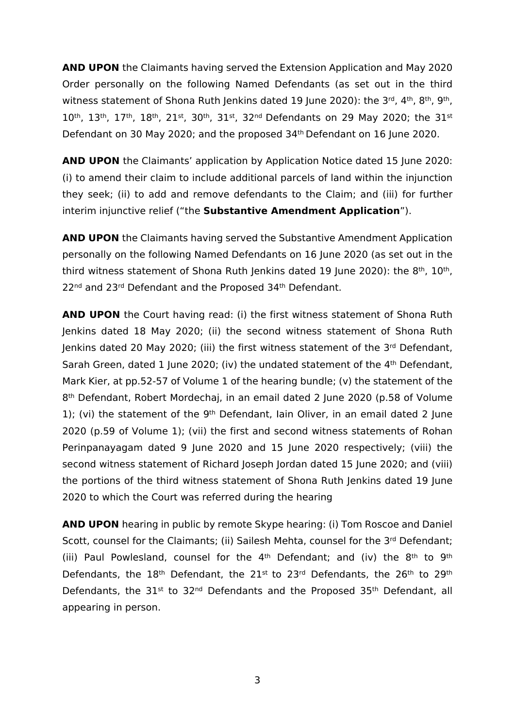**AND UPON** the Claimants having served the Extension Application and May 2020 Order personally on the following Named Defendants (as set out in the third witness statement of Shona Ruth Jenkins dated 19 June 2020): the 3rd, 4th, 8th, 9th, 10th, 13th, 17th, 18th, 21st, 30th, 31st, 32nd Defendants on 29 May 2020; the 31st Defendant on 30 May 2020; and the proposed 34th Defendant on 16 June 2020.

**AND UPON** the Claimants' application by Application Notice dated 15 June 2020: (i) to amend their claim to include additional parcels of land within the injunction they seek; (ii) to add and remove defendants to the Claim; and (iii) for further interim injunctive relief ("the **Substantive Amendment Application**").

**AND UPON** the Claimants having served the Substantive Amendment Application personally on the following Named Defendants on 16 June 2020 (as set out in the third witness statement of Shona Ruth Jenkins dated 19 June 2020): the 8th, 10th, 22nd and 23rd Defendant and the Proposed 34th Defendant.

**AND UPON** the Court having read: (i) the first witness statement of Shona Ruth Jenkins dated 18 May 2020; (ii) the second witness statement of Shona Ruth Jenkins dated 20 May 2020; (iii) the first witness statement of the 3rd Defendant, Sarah Green, dated 1 June 2020; (iv) the undated statement of the 4th Defendant, Mark Kier, at pp.52-57 of Volume 1 of the hearing bundle; (v) the statement of the 8th Defendant, Robert Mordechaj, in an email dated 2 June 2020 (p.58 of Volume 1); (vi) the statement of the 9th Defendant, Iain Oliver, in an email dated 2 June 2020 (p.59 of Volume 1); (vii) the first and second witness statements of Rohan Perinpanayagam dated 9 June 2020 and 15 June 2020 respectively; (viii) the second witness statement of Richard Joseph Jordan dated 15 June 2020; and (viii) the portions of the third witness statement of Shona Ruth Jenkins dated 19 June 2020 to which the Court was referred during the hearing

**AND UPON** hearing in public by remote Skype hearing: (i) Tom Roscoe and Daniel Scott, counsel for the Claimants; (ii) Sailesh Mehta, counsel for the 3rd Defendant; (iii) Paul Powlesland, counsel for the 4th Defendant; and (iv) the 8th to 9th Defendants, the 18th Defendant, the 21st to 23rd Defendants, the 26th to 29th Defendants, the 31st to 32nd Defendants and the Proposed 35th Defendant, all appearing in person.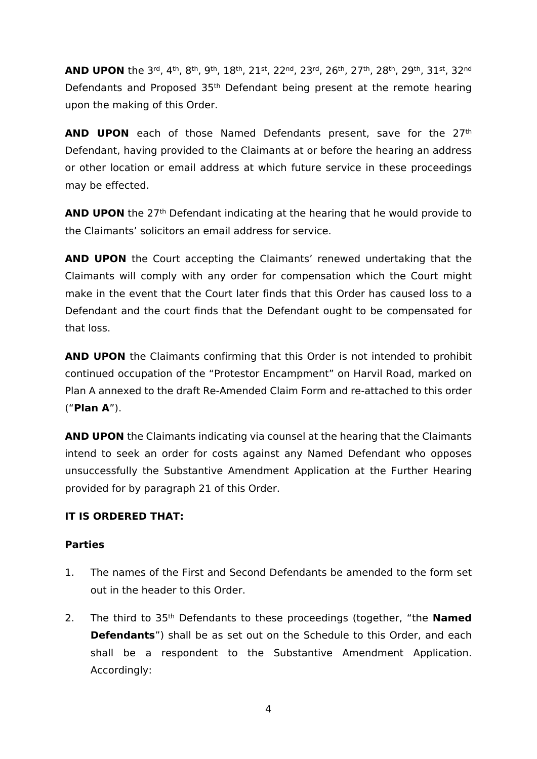**AND UPON** the 3rd, 4th, 8th, 9th, 18th, 21st, 22nd, 23rd, 26th, 27th, 28th, 29th, 31st, 32nd Defendants and Proposed 35th Defendant being present at the remote hearing upon the making of this Order.

**AND UPON** each of those Named Defendants present, save for the 27th Defendant, having provided to the Claimants at or before the hearing an address or other location or email address at which future service in these proceedings may be effected.

**AND UPON** the 27th Defendant indicating at the hearing that he would provide to the Claimants' solicitors an email address for service.

**AND UPON** the Court accepting the Claimants' renewed undertaking that the Claimants will comply with any order for compensation which the Court might make in the event that the Court later finds that this Order has caused loss to a Defendant and the court finds that the Defendant ought to be compensated for that loss.

**AND UPON** the Claimants confirming that this Order is not intended to prohibit continued occupation of the "Protestor Encampment" on Harvil Road, marked on Plan A annexed to the draft Re-Amended Claim Form and re-attached to this order ("**Plan A**").

**AND UPON** the Claimants indicating via counsel at the hearing that the Claimants intend to seek an order for costs against any Named Defendant who opposes unsuccessfully the Substantive Amendment Application at the Further Hearing provided for by paragraph 21 of this Order.

**IT IS ORDERED THAT:**

**Parties**

1. The names of the First and Second Defendants be amended to the form set out in the header to this Order.

2. The third to 35th Defendants to these proceedings (together, "the **Named Defendants**") shall be as set out on the Schedule to this Order, and each shall be a respondent to the Substantive Amendment Application. Accordingly: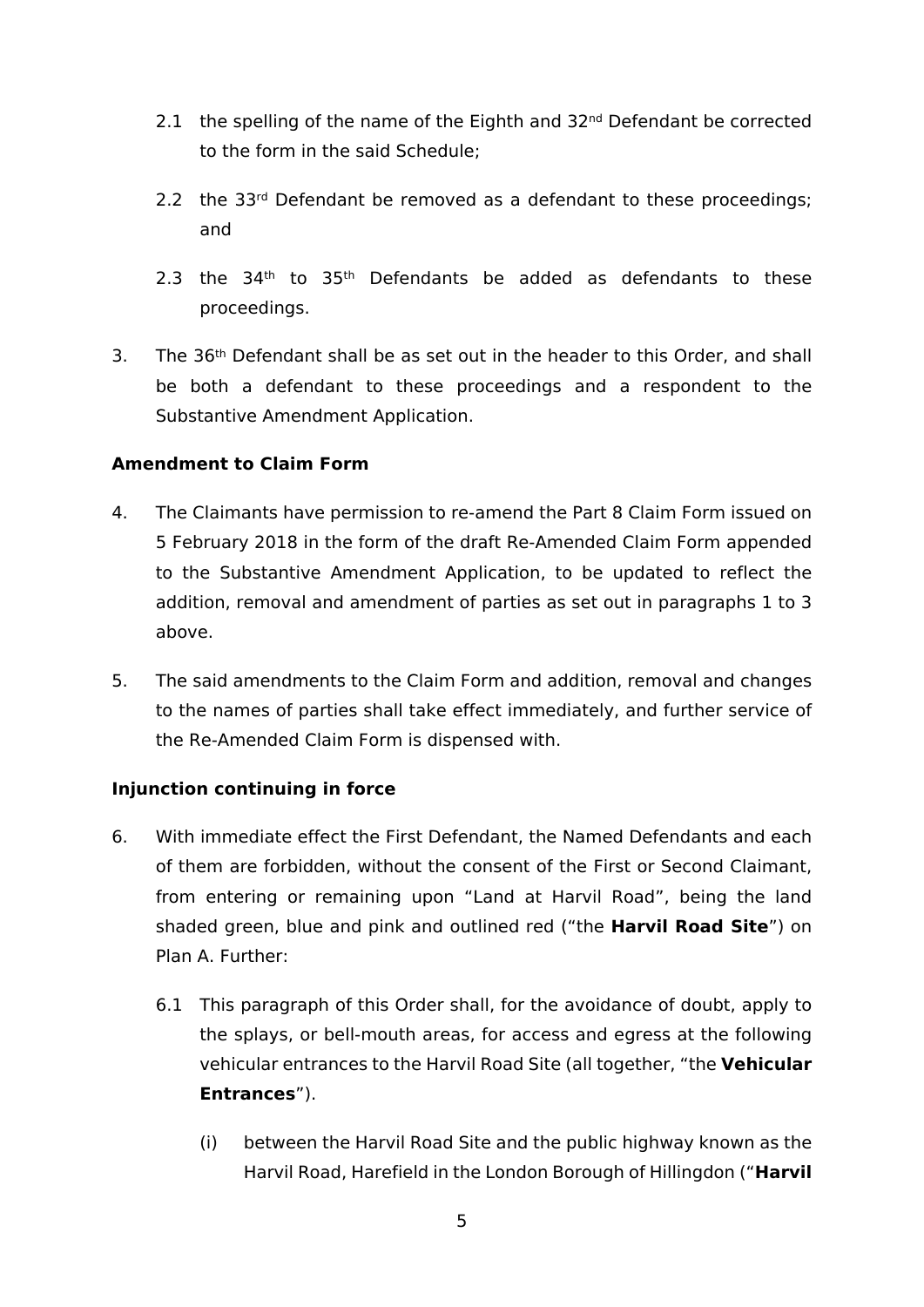2.1 the spelling of the name of the Eighth and 32nd Defendant be corrected to the form in the said Schedule;

2.2 the 33rd Defendant be removed as a defendant to these proceedings; and

2.3 the 34th to 35th Defendants be added as defendants to these proceedings.

3. The 36th Defendant shall be as set out in the header to this Order, and shall be both a defendant to these proceedings and a respondent to the Substantive Amendment Application.

**Amendment to Claim Form**

4. The Claimants have permission to re-amend the Part 8 Claim Form issued on 5 February 2018 in the form of the draft Re-Amended Claim Form appended to the Substantive Amendment Application, to be updated to reflect the addition, removal and amendment of parties as set out in paragraphs 1 to 3 above.

5. The said amendments to the Claim Form and addition, removal and changes to the names of parties shall take effect immediately, and further service of the Re-Amended Claim Form is dispensed with.

**Injunction continuing in force**

6. With immediate effect the First Defendant, the Named Defendants and each of them are forbidden, without the consent of the First or Second Claimant, from entering or remaining upon "Land at Harvil Road", being the land shaded green, blue and pink and outlined red ("the **Harvil Road Site**") on Plan A. Further:

   6.1 This paragraph of this Order shall, for the avoidance of doubt, apply to the splays, or bell-mouth areas, for access and egress at the following vehicular entrances to the Harvil Road Site (all together, "the **Vehicular Entrances**").

      (i) between the Harvil Road Site and the public highway known as the Harvil Road, Harefield in the London Borough of Hillingdon ("**Harvil**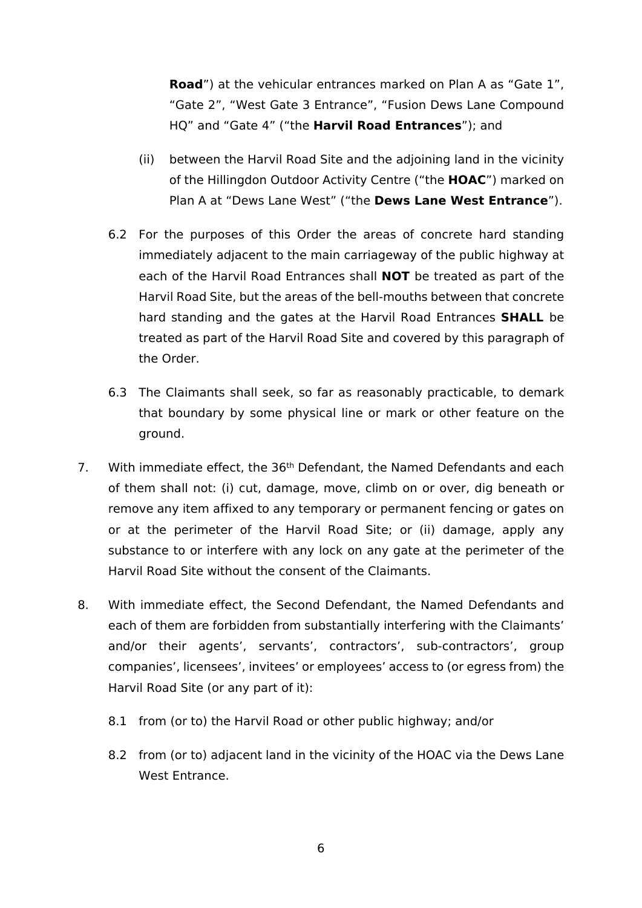**Road**") at the vehicular entrances marked on Plan A as "Gate 1", "Gate 2", "West Gate 3 Entrance", "Fusion Dews Lane Compound HQ" and "Gate 4" ("the **Harvil Road Entrances**"); and

(ii) between the Harvil Road Site and the adjoining land in the vicinity of the Hillingdon Outdoor Activity Centre ("the **HOAC**") marked on Plan A at "Dews Lane West" ("the **Dews Lane West Entrance**").

6.2 For the purposes of this Order the areas of concrete hard standing immediately adjacent to the main carriageway of the public highway at each of the Harvil Road Entrances shall **NOT** be treated as part of the Harvil Road Site, but the areas of the bell-mouths between that concrete hard standing and the gates at the Harvil Road Entrances **SHALL** be treated as part of the Harvil Road Site and covered by this paragraph of the Order.

6.3 The Claimants shall seek, so far as reasonably practicable, to demark that boundary by some physical line or mark or other feature on the ground.

7. With immediate effect, the 36th Defendant, the Named Defendants and each of them shall not: (i) cut, damage, move, climb on or over, dig beneath or remove any item affixed to any temporary or permanent fencing or gates on or at the perimeter of the Harvil Road Site; or (ii) damage, apply any substance to or interfere with any lock on any gate at the perimeter of the Harvil Road Site without the consent of the Claimants.

8. With immediate effect, the Second Defendant, the Named Defendants and each of them are forbidden from substantially interfering with the Claimants' and/or their agents', servants', contractors', sub-contractors', group companies', licensees', invitees' or employees' access to (or egress from) the Harvil Road Site (or any part of it):

8.1 from (or to) the Harvil Road or other public highway; and/or

8.2 from (or to) adjacent land in the vicinity of the HOAC via the Dews Lane West Entrance.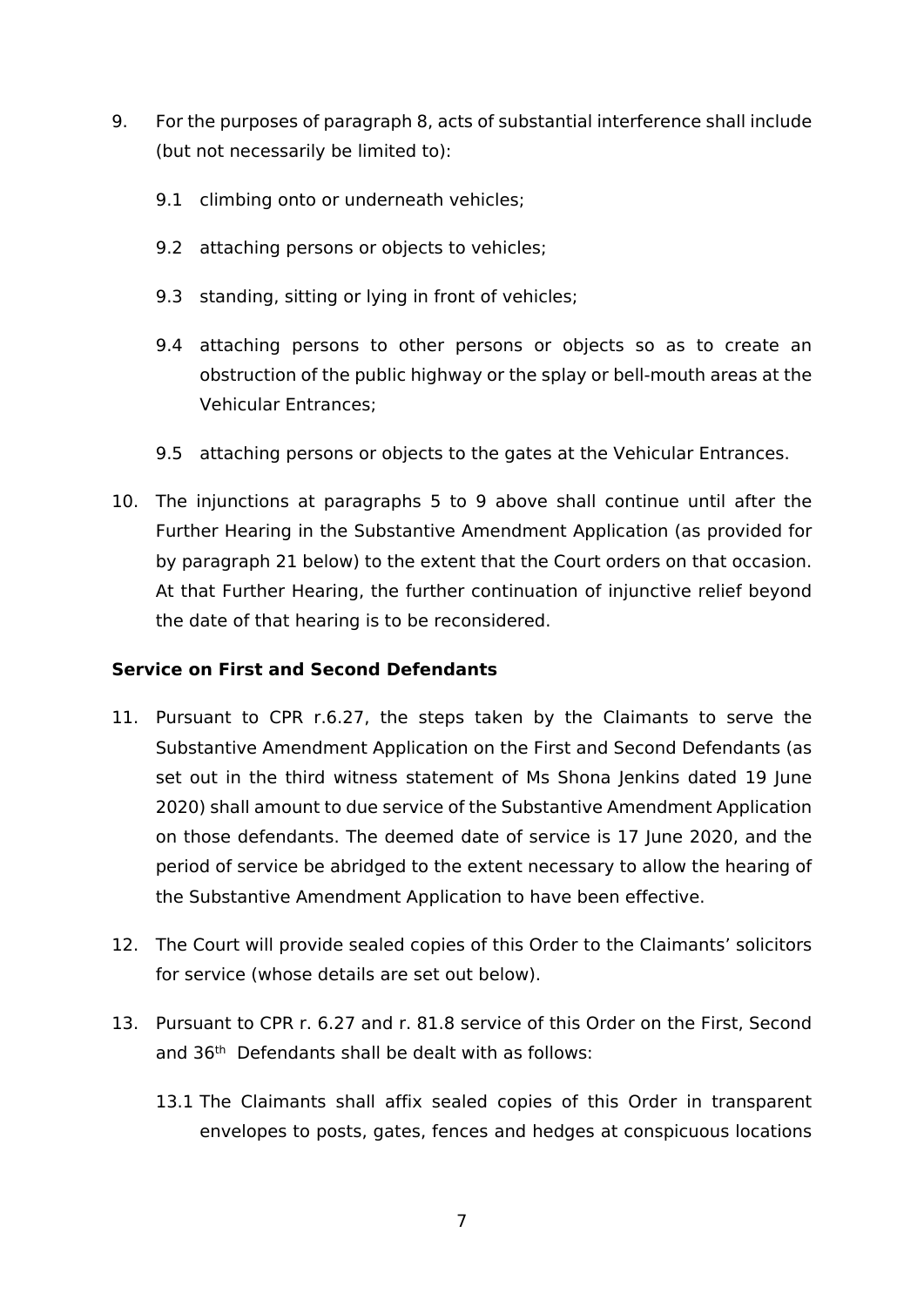9. For the purposes of paragraph 8, acts of substantial interference shall include (but not necessarily be limited to):

   9.1 climbing onto or underneath vehicles;

   9.2 attaching persons or objects to vehicles;

   9.3 standing, sitting or lying in front of vehicles;

   9.4 attaching persons to other persons or objects so as to create an obstruction of the public highway or the splay or bell-mouth areas at the Vehicular Entrances;

   9.5 attaching persons or objects to the gates at the Vehicular Entrances.

10. The injunctions at paragraphs 5 to 9 above shall continue until after the Further Hearing in the Substantive Amendment Application (as provided for by paragraph 21 below) to the extent that the Court orders on that occasion. At that Further Hearing, the further continuation of injunctive relief beyond the date of that hearing is to be reconsidered.

**Service on First and Second Defendants**

11. Pursuant to CPR r.6.27, the steps taken by the Claimants to serve the Substantive Amendment Application on the First and Second Defendants (as set out in the third witness statement of Ms Shona Jenkins dated 19 June 2020) shall amount to due service of the Substantive Amendment Application on those defendants. The deemed date of service is 17 June 2020, and the period of service be abridged to the extent necessary to allow the hearing of the Substantive Amendment Application to have been effective.

12. The Court will provide sealed copies of this Order to the Claimants' solicitors for service (whose details are set out below).

13. Pursuant to CPR r. 6.27 and r. 81.8 service of this Order on the First, Second and 36th Defendants shall be dealt with as follows:

   13.1 The Claimants shall affix sealed copies of this Order in transparent envelopes to posts, gates, fences and hedges at conspicuous locations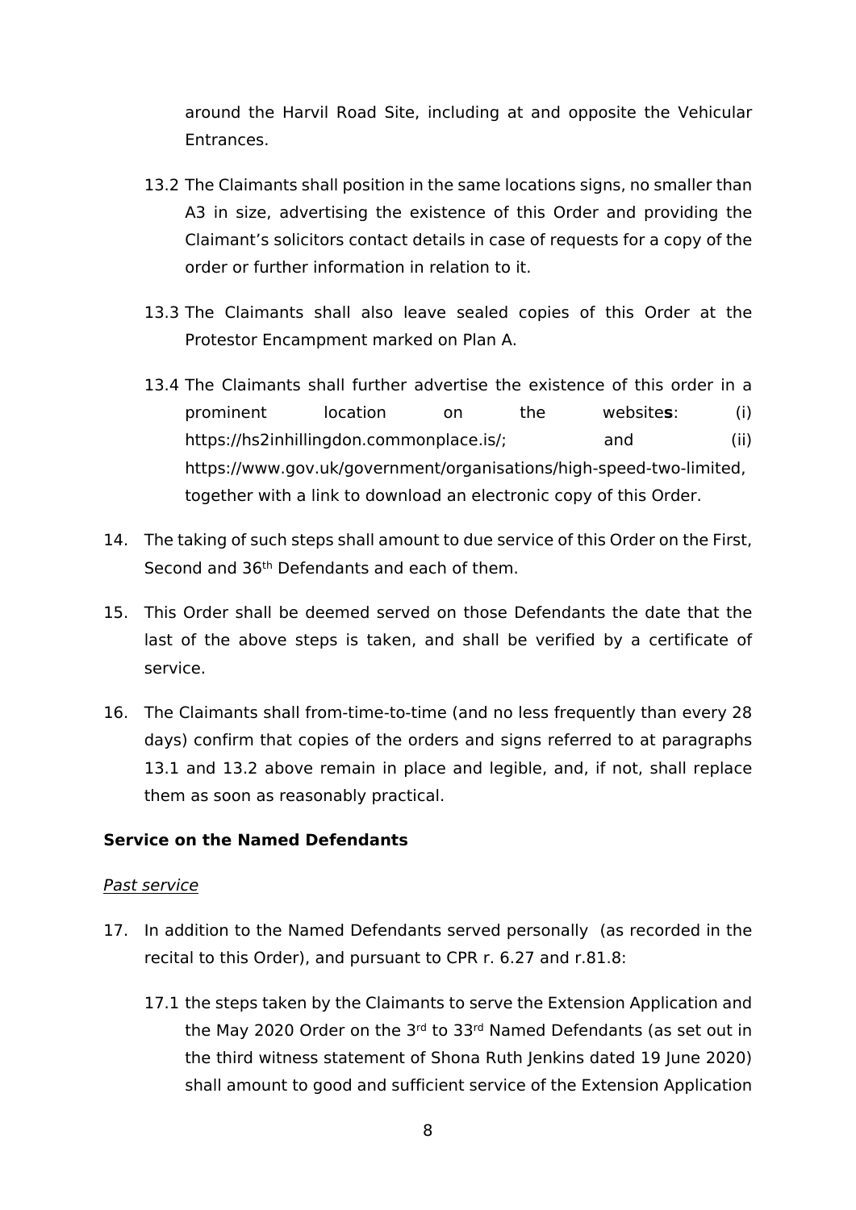around the Harvil Road Site, including at and opposite the Vehicular Entrances.

13.2 The Claimants shall position in the same locations signs, no smaller than A3 in size, advertising the existence of this Order and providing the Claimant's solicitors contact details in case of requests for a copy of the order or further information in relation to it.

13.3 The Claimants shall also leave sealed copies of this Order at the Protestor Encampment marked on Plan A.

13.4 The Claimants shall further advertise the existence of this order in a prominent location on the website**s**: (i) https://hs2inhillingdon.commonplace.is/; and (ii) https://www.gov.uk/government/organisations/high-speed-two-limited, together with a link to download an electronic copy of this Order.

14. The taking of such steps shall amount to due service of this Order on the First, Second and 36th Defendants and each of them.

15. This Order shall be deemed served on those Defendants the date that the last of the above steps is taken, and shall be verified by a certificate of service.

16. The Claimants shall from-time-to-time (and no less frequently than every 28 days) confirm that copies of the orders and signs referred to at paragraphs 13.1 and 13.2 above remain in place and legible, and, if not, shall replace them as soon as reasonably practical.

**Service on the Named Defendants**

_Past service_

17. In addition to the Named Defendants served personally (as recorded in the recital to this Order), and pursuant to CPR r. 6.27 and r.81.8:

17.1 the steps taken by the Claimants to serve the Extension Application and the May 2020 Order on the 3rd to 33rd Named Defendants (as set out in the third witness statement of Shona Ruth Jenkins dated 19 June 2020) shall amount to good and sufficient service of the Extension Application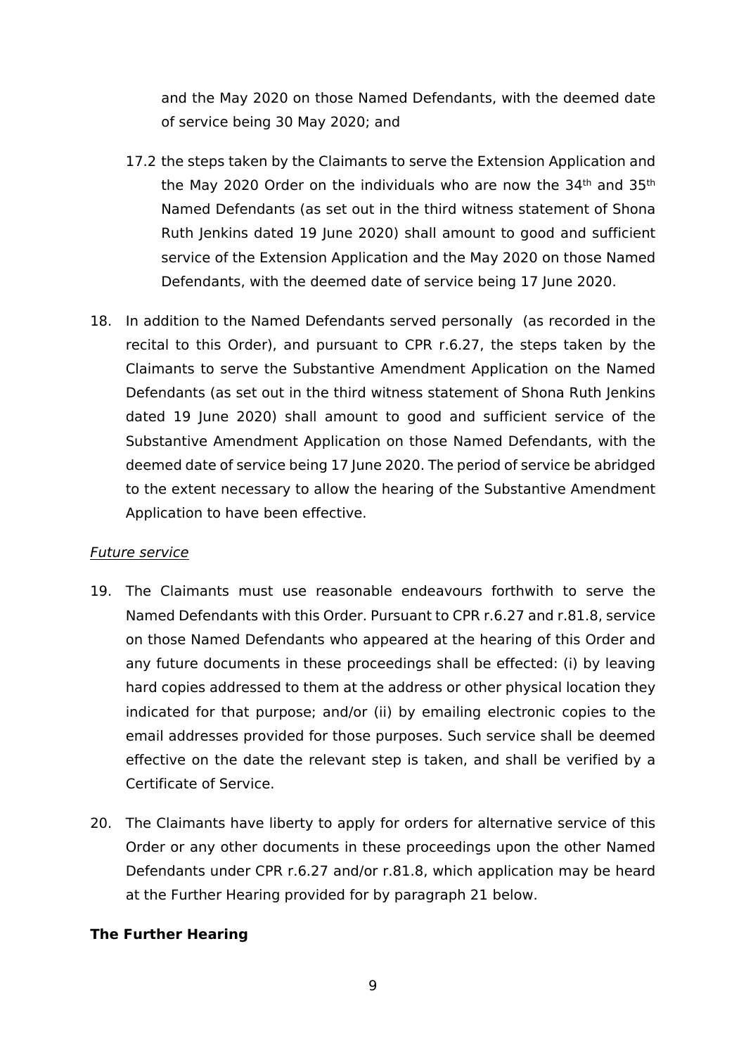and the May 2020 on those Named Defendants, with the deemed date of service being 30 May 2020; and

17.2 the steps taken by the Claimants to serve the Extension Application and the May 2020 Order on the individuals who are now the 34th and 35th Named Defendants (as set out in the third witness statement of Shona Ruth Jenkins dated 19 June 2020) shall amount to good and sufficient service of the Extension Application and the May 2020 on those Named Defendants, with the deemed date of service being 17 June 2020.

18. In addition to the Named Defendants served personally (as recorded in the recital to this Order), and pursuant to CPR r.6.27, the steps taken by the Claimants to serve the Substantive Amendment Application on the Named Defendants (as set out in the third witness statement of Shona Ruth Jenkins dated 19 June 2020) shall amount to good and sufficient service of the Substantive Amendment Application on those Named Defendants, with the deemed date of service being 17 June 2020. The period of service be abridged to the extent necessary to allow the hearing of the Substantive Amendment Application to have been effective.

*Future service*

19. The Claimants must use reasonable endeavours forthwith to serve the Named Defendants with this Order. Pursuant to CPR r.6.27 and r.81.8, service on those Named Defendants who appeared at the hearing of this Order and any future documents in these proceedings shall be effected: (i) by leaving hard copies addressed to them at the address or other physical location they indicated for that purpose; and/or (ii) by emailing electronic copies to the email addresses provided for those purposes. Such service shall be deemed effective on the date the relevant step is taken, and shall be verified by a Certificate of Service.

20. The Claimants have liberty to apply for orders for alternative service of this Order or any other documents in these proceedings upon the other Named Defendants under CPR r.6.27 and/or r.81.8, which application may be heard at the Further Hearing provided for by paragraph 21 below.

**The Further Hearing**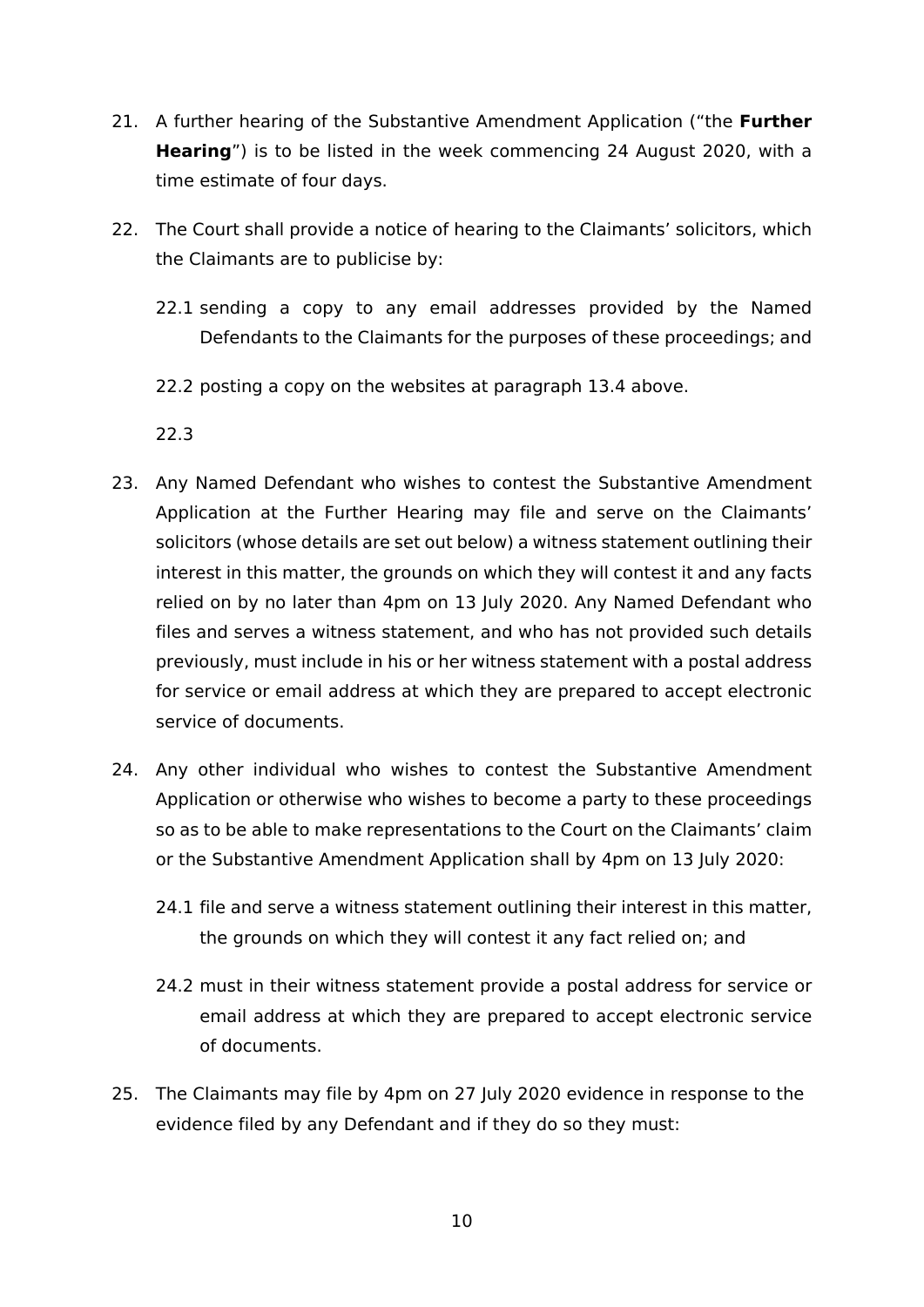21. A further hearing of the Substantive Amendment Application ("the **Further Hearing**") is to be listed in the week commencing 24 August 2020, with a time estimate of four days.

22. The Court shall provide a notice of hearing to the Claimants' solicitors, which the Claimants are to publicise by:

    22.1 sending a copy to any email addresses provided by the Named Defendants to the Claimants for the purposes of these proceedings; and

    22.2 posting a copy on the websites at paragraph 13.4 above.

    22.3

23. Any Named Defendant who wishes to contest the Substantive Amendment Application at the Further Hearing may file and serve on the Claimants' solicitors (whose details are set out below) a witness statement outlining their interest in this matter, the grounds on which they will contest it and any facts relied on by no later than 4pm on 13 July 2020. Any Named Defendant who files and serves a witness statement, and who has not provided such details previously, must include in his or her witness statement with a postal address for service or email address at which they are prepared to accept electronic service of documents.

24. Any other individual who wishes to contest the Substantive Amendment Application or otherwise who wishes to become a party to these proceedings so as to be able to make representations to the Court on the Claimants' claim or the Substantive Amendment Application shall by 4pm on 13 July 2020:

    24.1 file and serve a witness statement outlining their interest in this matter, the grounds on which they will contest it any fact relied on; and

    24.2 must in their witness statement provide a postal address for service or email address at which they are prepared to accept electronic service of documents.

25. The Claimants may file by 4pm on 27 July 2020 evidence in response to the evidence filed by any Defendant and if they do so they must: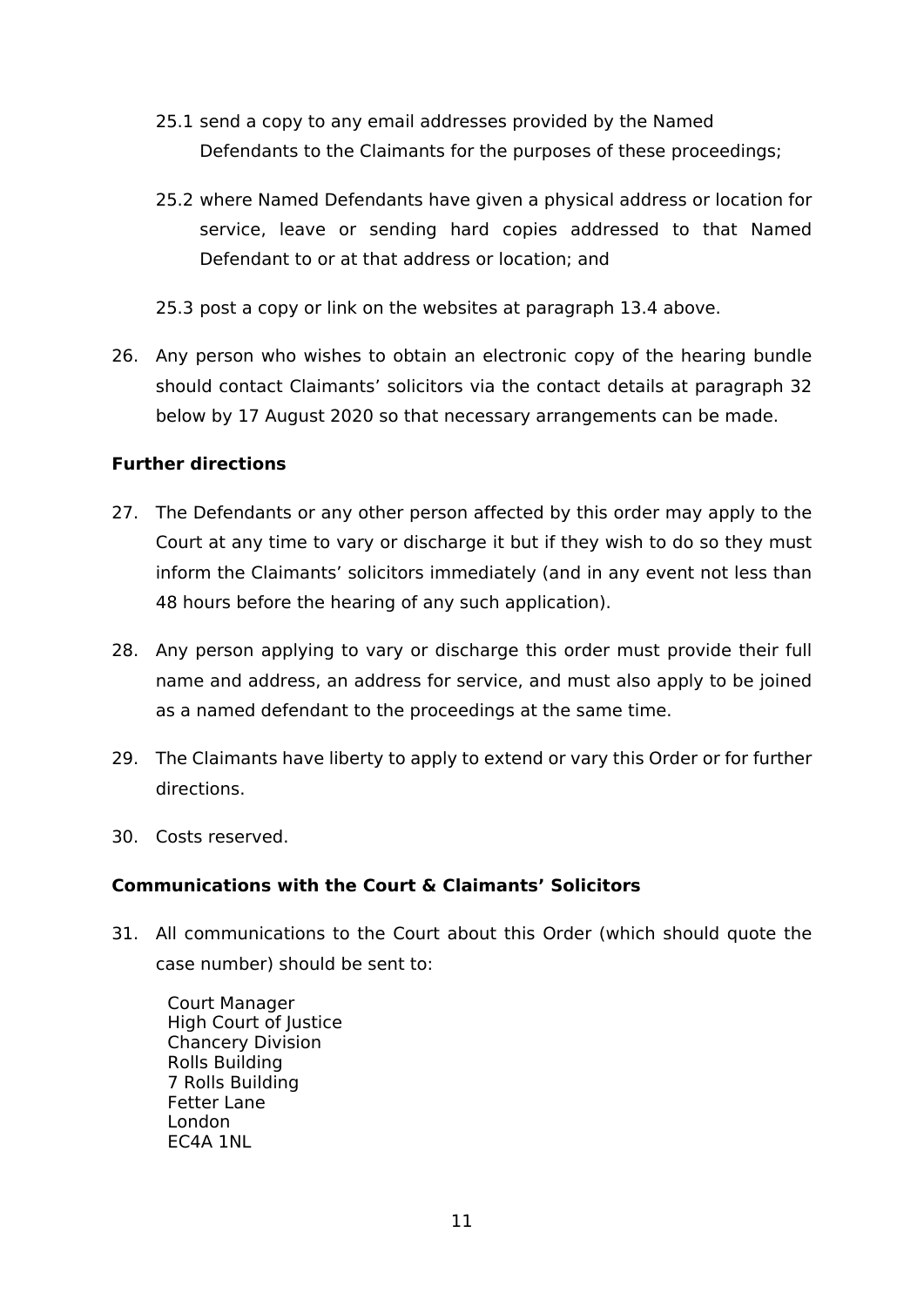25.1 send a copy to any email addresses provided by the Named Defendants to the Claimants for the purposes of these proceedings;

25.2 where Named Defendants have given a physical address or location for service, leave or sending hard copies addressed to that Named Defendant to or at that address or location; and

25.3 post a copy or link on the websites at paragraph 13.4 above.

26. Any person who wishes to obtain an electronic copy of the hearing bundle should contact Claimants' solicitors via the contact details at paragraph 32 below by 17 August 2020 so that necessary arrangements can be made.

**Further directions**

27. The Defendants or any other person affected by this order may apply to the Court at any time to vary or discharge it but if they wish to do so they must inform the Claimants' solicitors immediately (and in any event not less than 48 hours before the hearing of any such application).

28. Any person applying to vary or discharge this order must provide their full name and address, an address for service, and must also apply to be joined as a named defendant to the proceedings at the same time.

29. The Claimants have liberty to apply to extend or vary this Order or for further directions.

30. Costs reserved.

**Communications with the Court & Claimants' Solicitors**

31. All communications to the Court about this Order (which should quote the case number) should be sent to:

Court Manager
High Court of Justice
Chancery Division
Rolls Building
7 Rolls Building
Fetter Lane
London
EC4A 1NL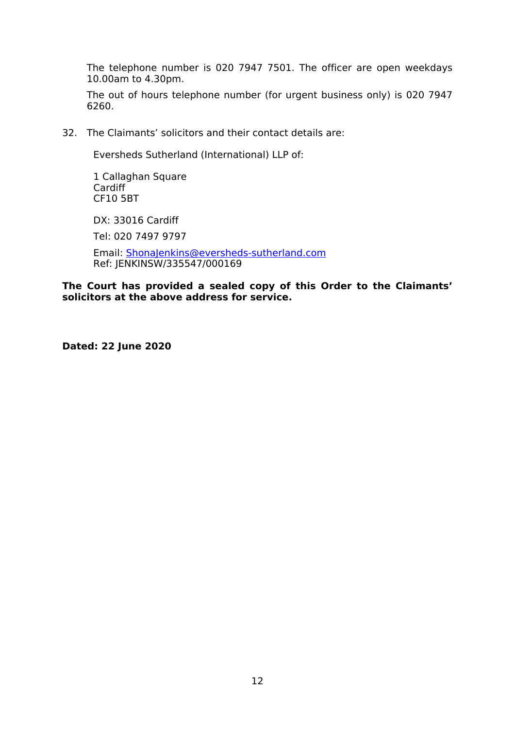The telephone number is 020 7947 7501. The officer are open weekdays 10.00am to 4.30pm.

The out of hours telephone number (for urgent business only) is 020 7947 6260.

32. The Claimants' solicitors and their contact details are:

Eversheds Sutherland (International) LLP of:

1 Callaghan Square
Cardiff
CF10 5BT

DX: 33016 Cardiff

Tel: 020 7497 9797

Email: ShonaJenkins@eversheds-sutherland.com
Ref: JENKINSW/335547/000169

**The Court has provided a sealed copy of this Order to the Claimants' solicitors at the above address for service.**

**Dated: 22 June 2020**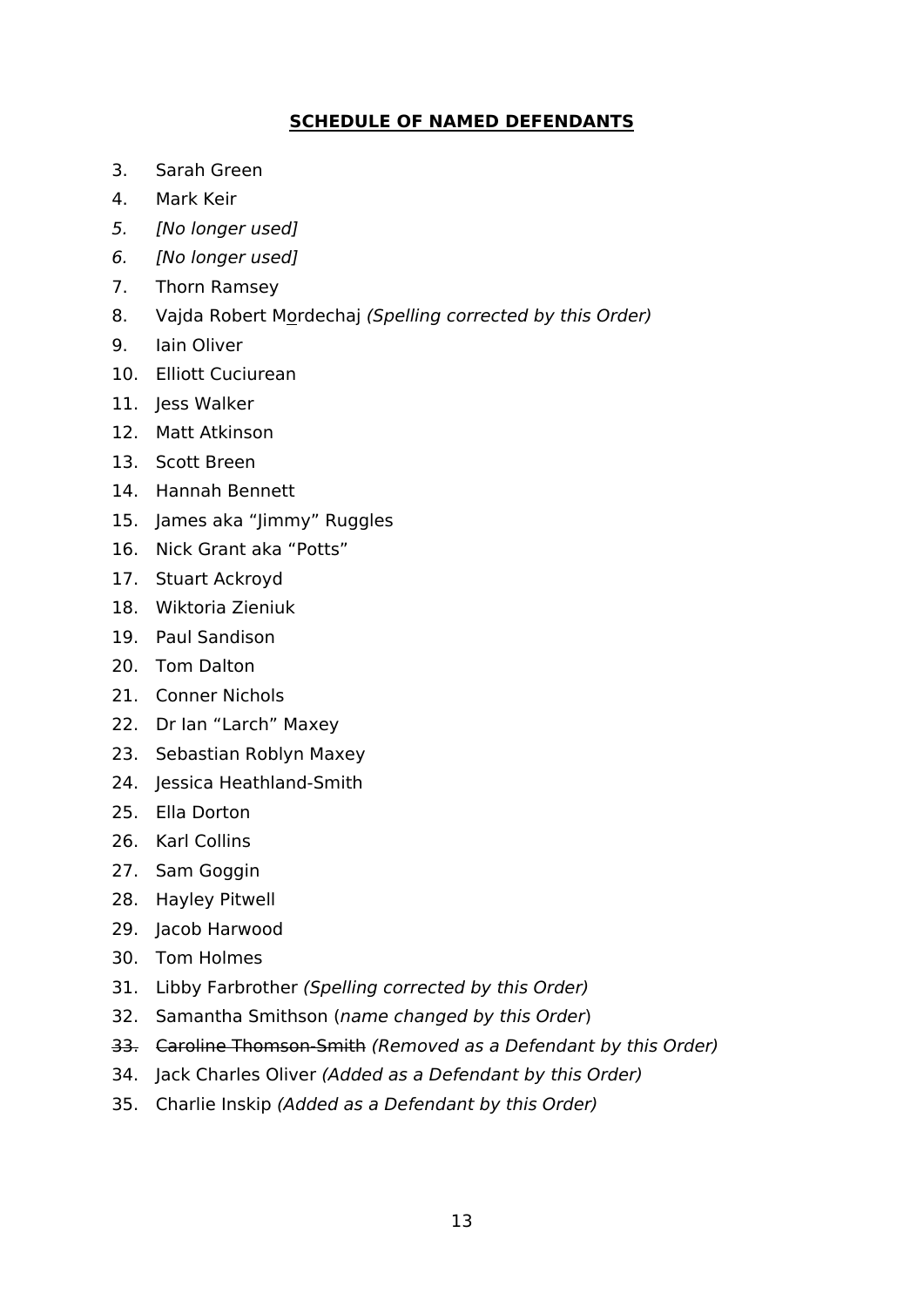## **SCHEDULE OF NAMED DEFENDANTS**

3. Sarah Green
4. Mark Keir
5. *[No longer used]*
6. *[No longer used]*
7. Thorn Ramsey
8. Vajda Robert M<u>o</u>rdechaj *(Spelling corrected by this Order)*
9. Iain Oliver
10. Elliott Cuciurean
11. Jess Walker
12. Matt Atkinson
13. Scott Breen
14. Hannah Bennett
15. James aka "Jimmy" Ruggles
16. Nick Grant aka "Potts"
17. Stuart Ackroyd
18. Wiktoria Zieniuk
19. Paul Sandison
20. Tom Dalton
21. Conner Nichols
22. Dr Ian "Larch" Maxey
23. Sebastian Roblyn Maxey
24. Jessica Heathland-Smith
25. Ella Dorton
26. Karl Collins
27. Sam Goggin
28. Hayley Pitwell
29. Jacob Harwood
30. Tom Holmes
31. Libby Farbrother *(Spelling corrected by this Order)*
32. Samantha Smithson (*name changed by this Order*)
33. ~~Caroline Thomson-Smith~~ *(Removed as a Defendant by this Order)*
34. Jack Charles Oliver *(Added as a Defendant by this Order)*
35. Charlie Inskip *(Added as a Defendant by this Order)*